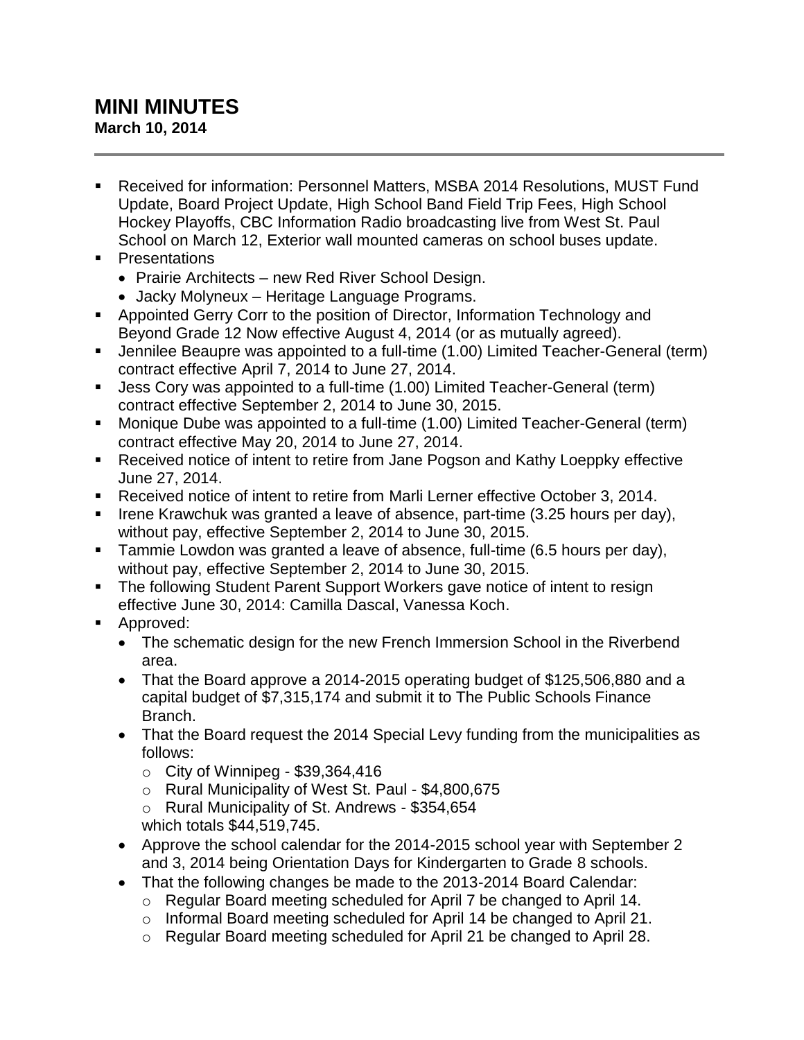# MINI MINUTES

**March 10, 2014**

---

- Received for information: Personnel Matters, MSBA 2014 Resolutions, MUST Fund Update, Board Project Update, High School Band Field Trip Fees, High School Hockey Playoffs, CBC Information Radio broadcasting live from West St. Paul School on March 12, Exterior wall mounted cameras on school buses update.
- Presentations
  - Prairie Architects – new Red River School Design.
  - Jacky Molyneux – Heritage Language Programs.
- Appointed Gerry Corr to the position of Director, Information Technology and Beyond Grade 12 Now effective August 4, 2014 (or as mutually agreed).
- Jennilee Beaupre was appointed to a full-time (1.00) Limited Teacher-General (term) contract effective April 7, 2014 to June 27, 2014.
- Jess Cory was appointed to a full-time (1.00) Limited Teacher-General (term) contract effective September 2, 2014 to June 30, 2015.
- Monique Dube was appointed to a full-time (1.00) Limited Teacher-General (term) contract effective May 20, 2014 to June 27, 2014.
- Received notice of intent to retire from Jane Pogson and Kathy Loeppky effective June 27, 2014.
- Received notice of intent to retire from Marli Lerner effective October 3, 2014.
- Irene Krawchuk was granted a leave of absence, part-time (3.25 hours per day), without pay, effective September 2, 2014 to June 30, 2015.
- Tammie Lowdon was granted a leave of absence, full-time (6.5 hours per day), without pay, effective September 2, 2014 to June 30, 2015.
- The following Student Parent Support Workers gave notice of intent to resign effective June 30, 2014: Camilla Dascal, Vanessa Koch.
- Approved:
  - The schematic design for the new French Immersion School in the Riverbend area.
  - That the Board approve a 2014-2015 operating budget of $125,506,880 and a capital budget of $7,315,174 and submit it to The Public Schools Finance Branch.
  - That the Board request the 2014 Special Levy funding from the municipalities as follows:
    - City of Winnipeg - $39,364,416
    - Rural Municipality of West St. Paul - $4,800,675
    - Rural Municipality of St. Andrews - $354,654

    which totals $44,519,745.
  - Approve the school calendar for the 2014-2015 school year with September 2 and 3, 2014 being Orientation Days for Kindergarten to Grade 8 schools.
  - That the following changes be made to the 2013-2014 Board Calendar:
    - Regular Board meeting scheduled for April 7 be changed to April 14.
    - Informal Board meeting scheduled for April 14 be changed to April 21.
    - Regular Board meeting scheduled for April 21 be changed to April 28.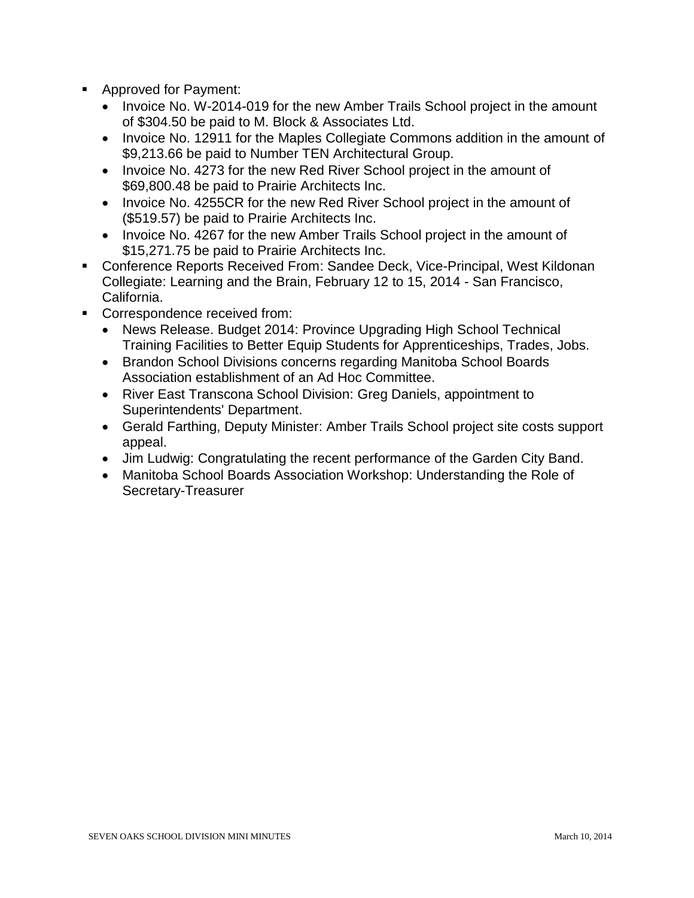- Approved for Payment:
  - Invoice No. W-2014-019 for the new Amber Trails School project in the amount of $304.50 be paid to M. Block & Associates Ltd.
  - Invoice No. 12911 for the Maples Collegiate Commons addition in the amount of $9,213.66 be paid to Number TEN Architectural Group.
  - Invoice No. 4273 for the new Red River School project in the amount of $69,800.48 be paid to Prairie Architects Inc.
  - Invoice No. 4255CR for the new Red River School project in the amount of ($519.57) be paid to Prairie Architects Inc.
  - Invoice No. 4267 for the new Amber Trails School project in the amount of $15,271.75 be paid to Prairie Architects Inc.
- Conference Reports Received From: Sandee Deck, Vice-Principal, West Kildonan Collegiate: Learning and the Brain, February 12 to 15, 2014 - San Francisco, California.
- Correspondence received from:
  - News Release. Budget 2014: Province Upgrading High School Technical Training Facilities to Better Equip Students for Apprenticeships, Trades, Jobs.
  - Brandon School Divisions concerns regarding Manitoba School Boards Association establishment of an Ad Hoc Committee.
  - River East Transcona School Division: Greg Daniels, appointment to Superintendents' Department.
  - Gerald Farthing, Deputy Minister: Amber Trails School project site costs support appeal.
  - Jim Ludwig: Congratulating the recent performance of the Garden City Band.
  - Manitoba School Boards Association Workshop: Understanding the Role of Secretary-Treasurer